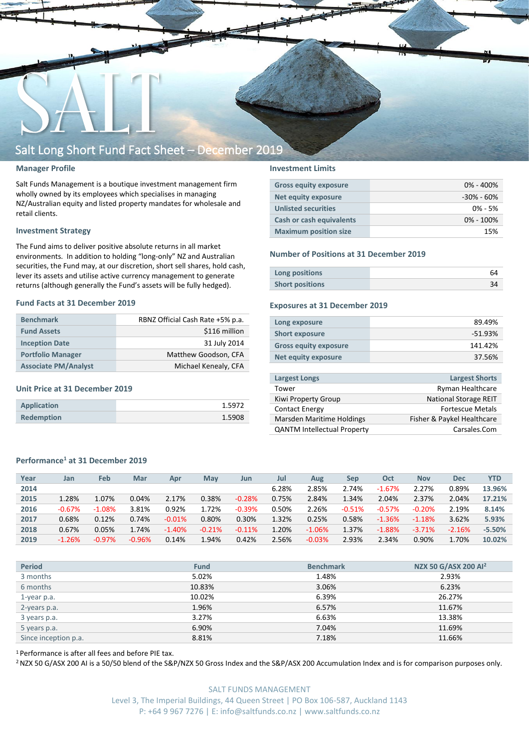# Salt Long Short Fund Fact Sheet – December 2019

## Manager Profile

Salt Funds Management is a boutique investment management firm wholly owned by its employees which specialises in managing NZ/Australian equity and listed property mandates for wholesale and retail clients.

## Investment Strategy

The Fund aims to deliver positive absolute returns in all market environments. In addition to holding "long-only" NZ and Australian securities, the Fund may, at our discretion, short sell shares, hold cash, lever its assets and utilise active currency management to generate returns (although generally the Fund's assets will be fully hedged).

## Fund Facts at 31 December 2019

| | |
|---|---|
| Benchmark | RBNZ Official Cash Rate +5% p.a. |
| Fund Assets | $116 million |
| Inception Date | 31 July 2014 |
| Portfolio Manager | Matthew Goodson, CFA |
| Associate PM/Analyst | Michael Kenealy, CFA |

## Unit Price at 31 December 2019

| | |
|---|---|
| Application | 1.5972 |
| Redemption | 1.5908 |

## Investment Limits

| | |
|---|---|
| Gross equity exposure | 0% - 400% |
| Net equity exposure | -30% - 60% |
| Unlisted securities | 0% - 5% |
| Cash or cash equivalents | 0% - 100% |
| Maximum position size | 15% |

## Number of Positions at 31 December 2019

| | |
|---|---|
| Long positions | 64 |
| Short positions | 34 |

## Exposures at 31 December 2019

| | |
|---|---|
| Long exposure | 89.49% |
| Short exposure | -51.93% |
| Gross equity exposure | 141.42% |
| Net equity exposure | 37.56% |

| Largest Longs | Largest Shorts |
|---|---|
| Tower | Ryman Healthcare |
| Kiwi Property Group | National Storage REIT |
| Contact Energy | Fortescue Metals |
| Marsden Maritime Holdings | Fisher & Paykel Healthcare |
| QANTM Intellectual Property | Carsales.Com |

## Performance[1] at 31 December 2019

| Year | Jan | Feb | Mar | Apr | May | Jun | Jul | Aug | Sep | Oct | Nov | Dec | YTD |
|---|---|---|---|---|---|---|---|---|---|---|---|---|---|
| 2014 | | | | | | | 6.28% | 2.85% | 2.74% | -1.67% | 2.27% | 0.89% | 13.96% |
| 2015 | 1.28% | 1.07% | 0.04% | 2.17% | 0.38% | -0.28% | 0.75% | 2.84% | 1.34% | 2.04% | 2.37% | 2.04% | 17.21% |
| 2016 | -0.67% | -1.08% | 3.81% | 0.92% | 1.72% | -0.39% | 0.50% | 2.26% | -0.51% | -0.57% | -0.20% | 2.19% | 8.14% |
| 2017 | 0.68% | 0.12% | 0.74% | -0.01% | 0.80% | 0.30% | 1.32% | 0.25% | 0.58% | -1.36% | -1.18% | 3.62% | 5.93% |
| 2018 | 0.67% | 0.05% | 1.74% | -1.40% | -0.21% | -0.11% | 1.20% | -1.06% | 1.37% | -1.88% | -3.71% | -2.16% | -5.50% |
| 2019 | -1.26% | -0.97% | -0.96% | 0.14% | 1.94% | 0.42% | 2.56% | -0.03% | 2.93% | 2.34% | 0.90% | 1.70% | 10.02% |

| Period | Fund | Benchmark | NZX 50 G/ASX 200 AI[2] |
|---|---|---|---|
| 3 months | 5.02% | 1.48% | 2.93% |
| 6 months | 10.83% | 3.06% | 6.23% |
| 1-year p.a. | 10.02% | 6.39% | 26.27% |
| 2-years p.a. | 1.96% | 6.57% | 11.67% |
| 3 years p.a. | 3.27% | 6.63% | 13.38% |
| 5 years p.a. | 6.90% | 7.04% | 11.69% |
| Since inception p.a. | 8.81% | 7.18% | 11.66% |

[1] Performance is after all fees and before PIE tax.

[2] NZX 50 G/ASX 200 AI is a 50/50 blend of the S&P/NZX 50 Gross Index and the S&P/ASX 200 Accumulation Index and is for comparison purposes only.

SALT FUNDS MANAGEMENT
Level 3, The Imperial Buildings, 44 Queen Street | PO Box 106-587, Auckland 1143
P: +64 9 967 7276 | E: info@saltfunds.co.nz | www.saltfunds.co.nz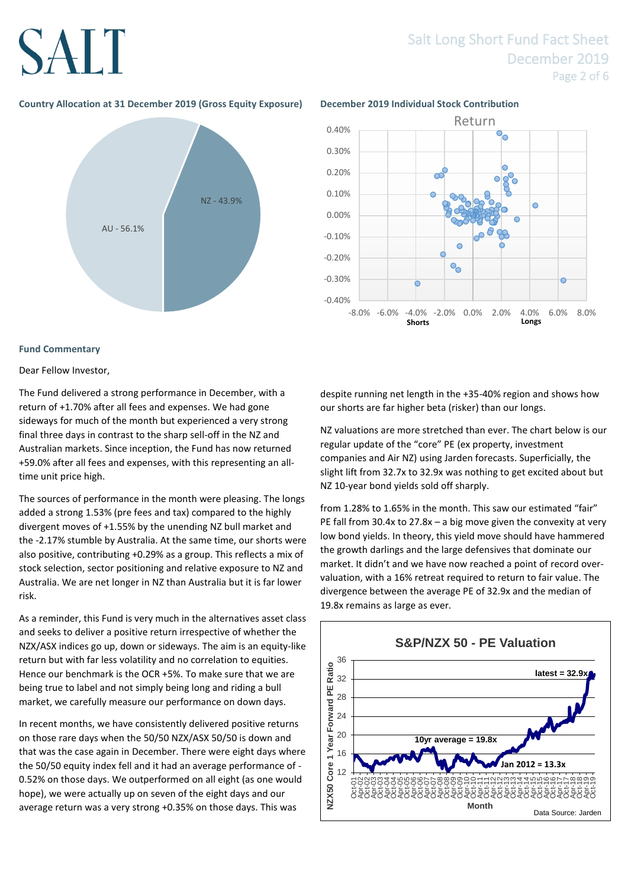**Country Allocation at 31 December 2019 (Gross Equity Exposure)**

AU - 56.1%
NZ - 43.9%

**December 2019 Individual Stock Contribution**

## Fund Commentary

Dear Fellow Investor,

The Fund delivered a strong performance in December, with a return of +1.70% after all fees and expenses. We had gone sideways for much of the month but experienced a very strong final three days in contrast to the sharp sell-off in the NZ and Australian markets. Since inception, the Fund has now returned +59.0% after all fees and expenses, with this representing an all-time unit price high.

The sources of performance in the month were pleasing. The longs added a strong 1.53% (pre fees and tax) compared to the highly divergent moves of +1.55% by the unending NZ bull market and the -2.17% stumble by Australia. At the same time, our shorts were also positive, contributing +0.29% as a group. This reflects a mix of stock selection, sector positioning and relative exposure to NZ and Australia. We are net longer in NZ than Australia but it is far lower risk.

As a reminder, this Fund is very much in the alternatives asset class and seeks to deliver a positive return irrespective of whether the NZX/ASX indices go up, down or sideways. The aim is an equity-like return but with far less volatility and no correlation to equities. Hence our benchmark is the OCR +5%. To make sure that we are being true to label and not simply being long and riding a bull market, we carefully measure our performance on down days.

In recent months, we have consistently delivered positive returns on those rare days when the 50/50 NZX/ASX 50/50 is down and that was the case again in December. There were eight days where the 50/50 equity index fell and it had an average performance of -0.52% on those days. We outperformed on all eight (as one would hope), we were actually up on seven of the eight days and our average return was a very strong +0.35% on those days. This was despite running net length in the +35-40% region and shows how our shorts are far higher beta (risker) than our longs.

NZ valuations are more stretched than ever. The chart below is our regular update of the "core" PE (ex property, investment companies and Air NZ) using Jarden forecasts. Superficially, the slight lift from 32.7x to 32.9x was nothing to get excited about but NZ 10-year bond yields sold off sharply.

from 1.28% to 1.65% in the month. This saw our estimated "fair" PE fall from 30.4x to 27.8x – a big move given the convexity at very low bond yields. In theory, this yield move should have hammered the growth darlings and the large defensives that dominate our market. It didn't and we have now reached a point of record over-valuation, with a 16% retreat required to return to fair value. The divergence between the average PE of 32.9x and the median of 19.8x remains as large as ever.

**S&P/NZX 50 - PE Valuation**

latest = 32.9x
10yr average = 19.8x
Jan 2012 = 13.3x

Data Source: Jarden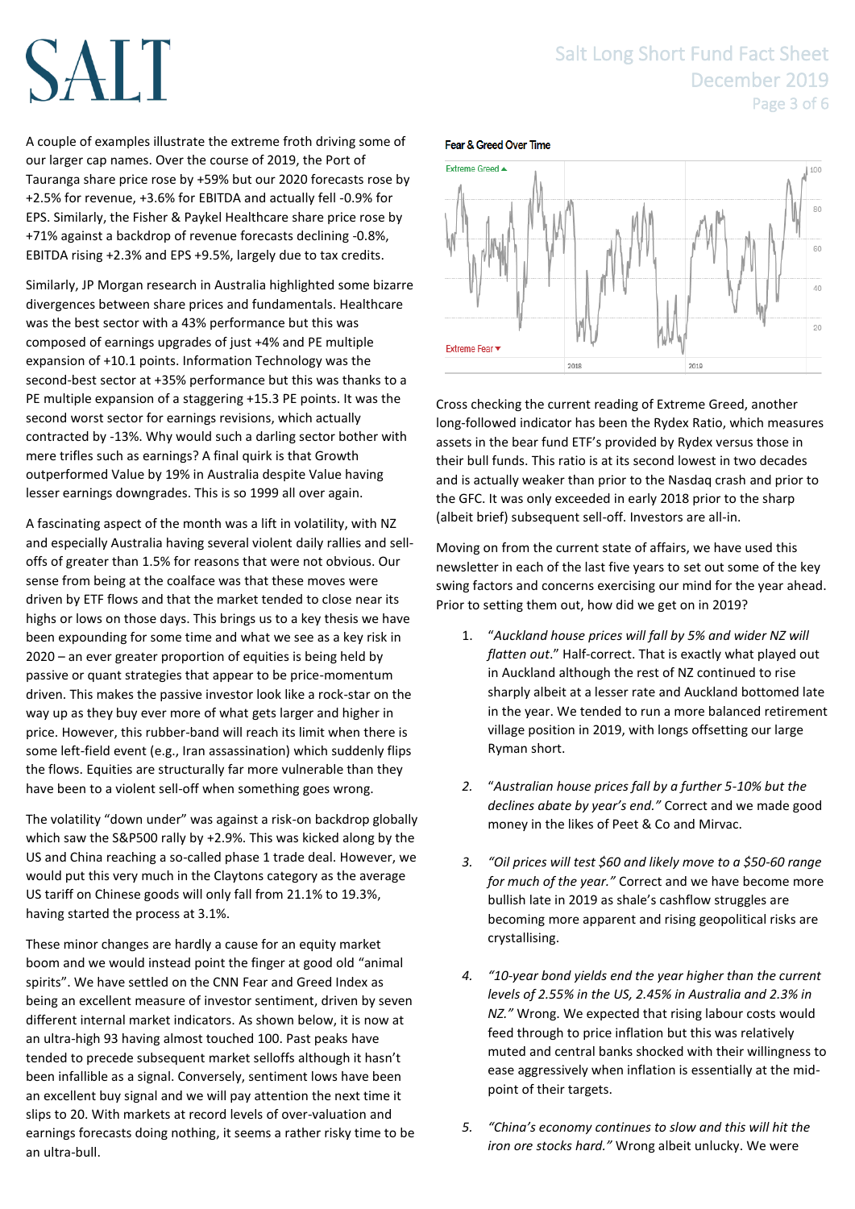A couple of examples illustrate the extreme froth driving some of our larger cap names. Over the course of 2019, the Port of Tauranga share price rose by +59% but our 2020 forecasts rose by +2.5% for revenue, +3.6% for EBITDA and actually fell -0.9% for EPS. Similarly, the Fisher & Paykel Healthcare share price rose by +71% against a backdrop of revenue forecasts declining -0.8%, EBITDA rising +2.3% and EPS +9.5%, largely due to tax credits.

Similarly, JP Morgan research in Australia highlighted some bizarre divergences between share prices and fundamentals. Healthcare was the best sector with a 43% performance but this was composed of earnings upgrades of just +4% and PE multiple expansion of +10.1 points. Information Technology was the second-best sector at +35% performance but this was thanks to a PE multiple expansion of a staggering +15.3 PE points. It was the second worst sector for earnings revisions, which actually contracted by -13%. Why would such a darling sector bother with mere trifles such as earnings? A final quirk is that Growth outperformed Value by 19% in Australia despite Value having lesser earnings downgrades. This is so 1999 all over again.

A fascinating aspect of the month was a lift in volatility, with NZ and especially Australia having several violent daily rallies and sell-offs of greater than 1.5% for reasons that were not obvious. Our sense from being at the coalface was that these moves were driven by ETF flows and that the market tended to close near its highs or lows on those days. This brings us to a key thesis we have been expounding for some time and what we see as a key risk in 2020 – an ever greater proportion of equities is being held by passive or quant strategies that appear to be price-momentum driven. This makes the passive investor look like a rock-star on the way up as they buy ever more of what gets larger and higher in price. However, this rubber-band will reach its limit when there is some left-field event (e.g., Iran assassination) which suddenly flips the flows. Equities are structurally far more vulnerable than they have been to a violent sell-off when something goes wrong.

The volatility "down under" was against a risk-on backdrop globally which saw the S&P500 rally by +2.9%. This was kicked along by the US and China reaching a so-called phase 1 trade deal. However, we would put this very much in the Claytons category as the average US tariff on Chinese goods will only fall from 21.1% to 19.3%, having started the process at 3.1%.

These minor changes are hardly a cause for an equity market boom and we would instead point the finger at good old "animal spirits". We have settled on the CNN Fear and Greed Index as being an excellent measure of investor sentiment, driven by seven different internal market indicators. As shown below, it is now at an ultra-high 93 having almost touched 100. Past peaks have tended to precede subsequent market selloffs although it hasn't been infallible as a signal. Conversely, sentiment lows have been an excellent buy signal and we will pay attention the next time it slips to 20. With markets at record levels of over-valuation and earnings forecasts doing nothing, it seems a rather risky time to be an ultra-bull.

**Fear & Greed Over Time**

Cross checking the current reading of Extreme Greed, another long-followed indicator has been the Rydex Ratio, which measures assets in the bear fund ETF's provided by Rydex versus those in their bull funds. This ratio is at its second lowest in two decades and is actually weaker than prior to the Nasdaq crash and prior to the GFC. It was only exceeded in early 2018 prior to the sharp (albeit brief) subsequent sell-off. Investors are all-in.

Moving on from the current state of affairs, we have used this newsletter in each of the last five years to set out some of the key swing factors and concerns exercising our mind for the year ahead. Prior to setting them out, how did we get on in 2019?

1. "*Auckland house prices will fall by 5% and wider NZ will flatten out*." Half-correct. That is exactly what played out in Auckland although the rest of NZ continued to rise sharply albeit at a lesser rate and Auckland bottomed late in the year. We tended to run a more balanced retirement village position in 2019, with longs offsetting our large Ryman short.

2. *"Australian house prices fall by a further 5-10% but the declines abate by year's end."* Correct and we made good money in the likes of Peet & Co and Mirvac.

3. *"Oil prices will test $60 and likely move to a $50-60 range for much of the year."* Correct and we have become more bullish late in 2019 as shale's cashflow struggles are becoming more apparent and rising geopolitical risks are crystallising.

4. *"10-year bond yields end the year higher than the current levels of 2.55% in the US, 2.45% in Australia and 2.3% in NZ."* Wrong. We expected that rising labour costs would feed through to price inflation but this was relatively muted and central banks shocked with their willingness to ease aggressively when inflation is essentially at the mid-point of their targets.

5. *"China's economy continues to slow and this will hit the iron ore stocks hard."* Wrong albeit unlucky. We were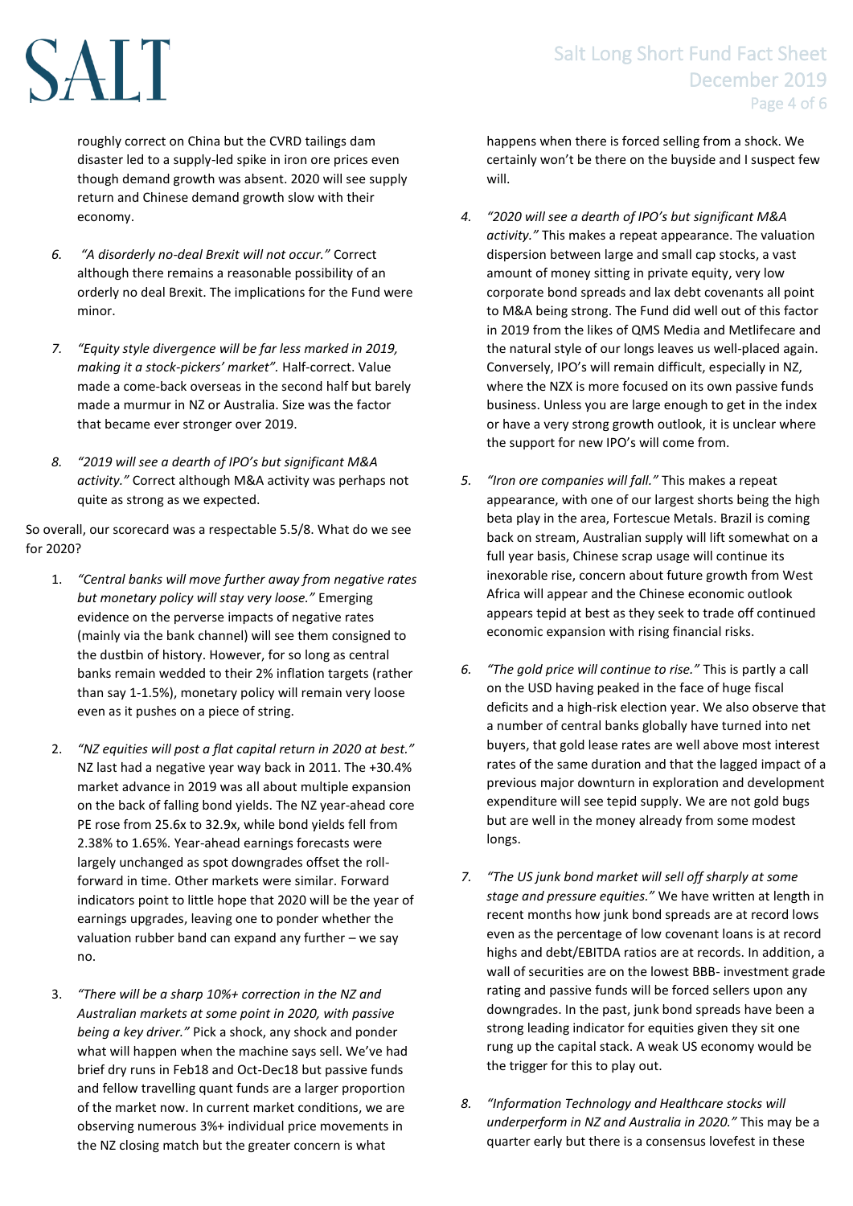roughly correct on China but the CVRD tailings dam disaster led to a supply-led spike in iron ore prices even though demand growth was absent. 2020 will see supply return and Chinese demand growth slow with their economy.

6. *"A disorderly no-deal Brexit will not occur."* Correct although there remains a reasonable possibility of an orderly no deal Brexit. The implications for the Fund were minor.

7. *"Equity style divergence will be far less marked in 2019, making it a stock-pickers' market".* Half-correct. Value made a come-back overseas in the second half but barely made a murmur in NZ or Australia. Size was the factor that became ever stronger over 2019.

8. *"2019 will see a dearth of IPO's but significant M&A activity."* Correct although M&A activity was perhaps not quite as strong as we expected.

So overall, our scorecard was a respectable 5.5/8. What do we see for 2020?

1. *"Central banks will move further away from negative rates but monetary policy will stay very loose."* Emerging evidence on the perverse impacts of negative rates (mainly via the bank channel) will see them consigned to the dustbin of history. However, for so long as central banks remain wedded to their 2% inflation targets (rather than say 1-1.5%), monetary policy will remain very loose even as it pushes on a piece of string.

2. *"NZ equities will post a flat capital return in 2020 at best."* NZ last had a negative year way back in 2011. The +30.4% market advance in 2019 was all about multiple expansion on the back of falling bond yields. The NZ year-ahead core PE rose from 25.6x to 32.9x, while bond yields fell from 2.38% to 1.65%. Year-ahead earnings forecasts were largely unchanged as spot downgrades offset the roll-forward in time. Other markets were similar. Forward indicators point to little hope that 2020 will be the year of earnings upgrades, leaving one to ponder whether the valuation rubber band can expand any further – we say no.

3. *"There will be a sharp 10%+ correction in the NZ and Australian markets at some point in 2020, with passive being a key driver."* Pick a shock, any shock and ponder what will happen when the machine says sell. We've had brief dry runs in Feb18 and Oct-Dec18 but passive funds and fellow travelling quant funds are a larger proportion of the market now. In current market conditions, we are observing numerous 3%+ individual price movements in the NZ closing match but the greater concern is what happens when there is forced selling from a shock. We certainly won't be there on the buyside and I suspect few will.

4. *"2020 will see a dearth of IPO's but significant M&A activity."* This makes a repeat appearance. The valuation dispersion between large and small cap stocks, a vast amount of money sitting in private equity, very low corporate bond spreads and lax debt covenants all point to M&A being strong. The Fund did well out of this factor in 2019 from the likes of QMS Media and Metlifecare and the natural style of our longs leaves us well-placed again. Conversely, IPO's will remain difficult, especially in NZ, where the NZX is more focused on its own passive funds business. Unless you are large enough to get in the index or have a very strong growth outlook, it is unclear where the support for new IPO's will come from.

5. *"Iron ore companies will fall."* This makes a repeat appearance, with one of our largest shorts being the high beta play in the area, Fortescue Metals. Brazil is coming back on stream, Australian supply will lift somewhat on a full year basis, Chinese scrap usage will continue its inexorable rise, concern about future growth from West Africa will appear and the Chinese economic outlook appears tepid at best as they seek to trade off continued economic expansion with rising financial risks.

6. *"The gold price will continue to rise."* This is partly a call on the USD having peaked in the face of huge fiscal deficits and a high-risk election year. We also observe that a number of central banks globally have turned into net buyers, that gold lease rates are well above most interest rates of the same duration and that the lagged impact of a previous major downturn in exploration and development expenditure will see tepid supply. We are not gold bugs but are well in the money already from some modest longs.

7. *"The US junk bond market will sell off sharply at some stage and pressure equities."* We have written at length in recent months how junk bond spreads are at record lows even as the percentage of low covenant loans is at record highs and debt/EBITDA ratios are at records. In addition, a wall of securities are on the lowest BBB- investment grade rating and passive funds will be forced sellers upon any downgrades. In the past, junk bond spreads have been a strong leading indicator for equities given they sit one rung up the capital stack. A weak US economy would be the trigger for this to play out.

8. *"Information Technology and Healthcare stocks will underperform in NZ and Australia in 2020."* This may be a quarter early but there is a consensus lovefest in these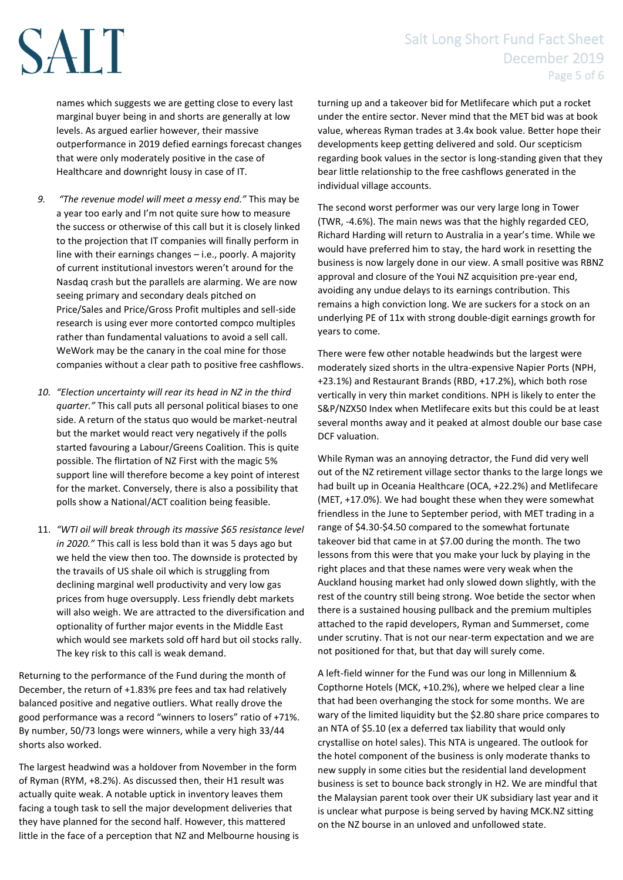names which suggests we are getting close to every last marginal buyer being in and shorts are generally at low levels. As argued earlier however, their massive outperformance in 2019 defied earnings forecast changes that were only moderately positive in the case of Healthcare and downright lousy in case of IT.

9. *"The revenue model will meet a messy end."* This may be a year too early and I'm not quite sure how to measure the success or otherwise of this call but it is closely linked to the projection that IT companies will finally perform in line with their earnings changes – i.e., poorly. A majority of current institutional investors weren't around for the Nasdaq crash but the parallels are alarming. We are now seeing primary and secondary deals pitched on Price/Sales and Price/Gross Profit multiples and sell-side research is using ever more contorted compco multiples rather than fundamental valuations to avoid a sell call. WeWork may be the canary in the coal mine for those companies without a clear path to positive free cashflows.

10. *"Election uncertainty will rear its head in NZ in the third quarter."* This call puts all personal political biases to one side. A return of the status quo would be market-neutral but the market would react very negatively if the polls started favouring a Labour/Greens Coalition. This is quite possible. The flirtation of NZ First with the magic 5% support line will therefore become a key point of interest for the market. Conversely, there is also a possibility that polls show a National/ACT coalition being feasible.

11. *"WTI oil will break through its massive $65 resistance level in 2020."* This call is less bold than it was 5 days ago but we held the view then too. The downside is protected by the travails of US shale oil which is struggling from declining marginal well productivity and very low gas prices from huge oversupply. Less friendly debt markets will also weigh. We are attracted to the diversification and optionality of further major events in the Middle East which would see markets sold off hard but oil stocks rally. The key risk to this call is weak demand.

Returning to the performance of the Fund during the month of December, the return of +1.83% pre fees and tax had relatively balanced positive and negative outliers. What really drove the good performance was a record "winners to losers" ratio of +71%. By number, 50/73 longs were winners, while a very high 33/44 shorts also worked.

The largest headwind was a holdover from November in the form of Ryman (RYM, +8.2%). As discussed then, their H1 result was actually quite weak. A notable uptick in inventory leaves them facing a tough task to sell the major development deliveries that they have planned for the second half. However, this mattered little in the face of a perception that NZ and Melbourne housing is turning up and a takeover bid for Metlifecare which put a rocket under the entire sector. Never mind that the MET bid was at book value, whereas Ryman trades at 3.4x book value. Better hope their developments keep getting delivered and sold. Our scepticism regarding book values in the sector is long-standing given that they bear little relationship to the free cashflows generated in the individual village accounts.

The second worst performer was our very large long in Tower (TWR, -4.6%). The main news was that the highly regarded CEO, Richard Harding will return to Australia in a year's time. While we would have preferred him to stay, the hard work in resetting the business is now largely done in our view. A small positive was RBNZ approval and closure of the Youi NZ acquisition pre-year end, avoiding any undue delays to its earnings contribution. This remains a high conviction long. We are suckers for a stock on an underlying PE of 11x with strong double-digit earnings growth for years to come.

There were few other notable headwinds but the largest were moderately sized shorts in the ultra-expensive Napier Ports (NPH, +23.1%) and Restaurant Brands (RBD, +17.2%), which both rose vertically in very thin market conditions. NPH is likely to enter the S&P/NZX50 Index when Metlifecare exits but this could be at least several months away and it peaked at almost double our base case DCF valuation.

While Ryman was an annoying detractor, the Fund did very well out of the NZ retirement village sector thanks to the large longs we had built up in Oceania Healthcare (OCA, +22.2%) and Metlifecare (MET, +17.0%). We had bought these when they were somewhat friendless in the June to September period, with MET trading in a range of $4.30-$4.50 compared to the somewhat fortunate takeover bid that came in at $7.00 during the month. The two lessons from this were that you make your luck by playing in the right places and that these names were very weak when the Auckland housing market had only slowed down slightly, with the rest of the country still being strong. Woe betide the sector when there is a sustained housing pullback and the premium multiples attached to the rapid developers, Ryman and Summerset, come under scrutiny. That is not our near-term expectation and we are not positioned for that, but that day will surely come.

A left-field winner for the Fund was our long in Millennium & Copthorne Hotels (MCK, +10.2%), where we helped clear a line that had been overhanging the stock for some months. We are wary of the limited liquidity but the $2.80 share price compares to an NTA of $5.10 (ex a deferred tax liability that would only crystallise on hotel sales). This NTA is ungeared. The outlook for the hotel component of the business is only moderate thanks to new supply in some cities but the residential land development business is set to bounce back strongly in H2. We are mindful that the Malaysian parent took over their UK subsidiary last year and it is unclear what purpose is being served by having MCK.NZ sitting on the NZ bourse in an unloved and unfollowed state.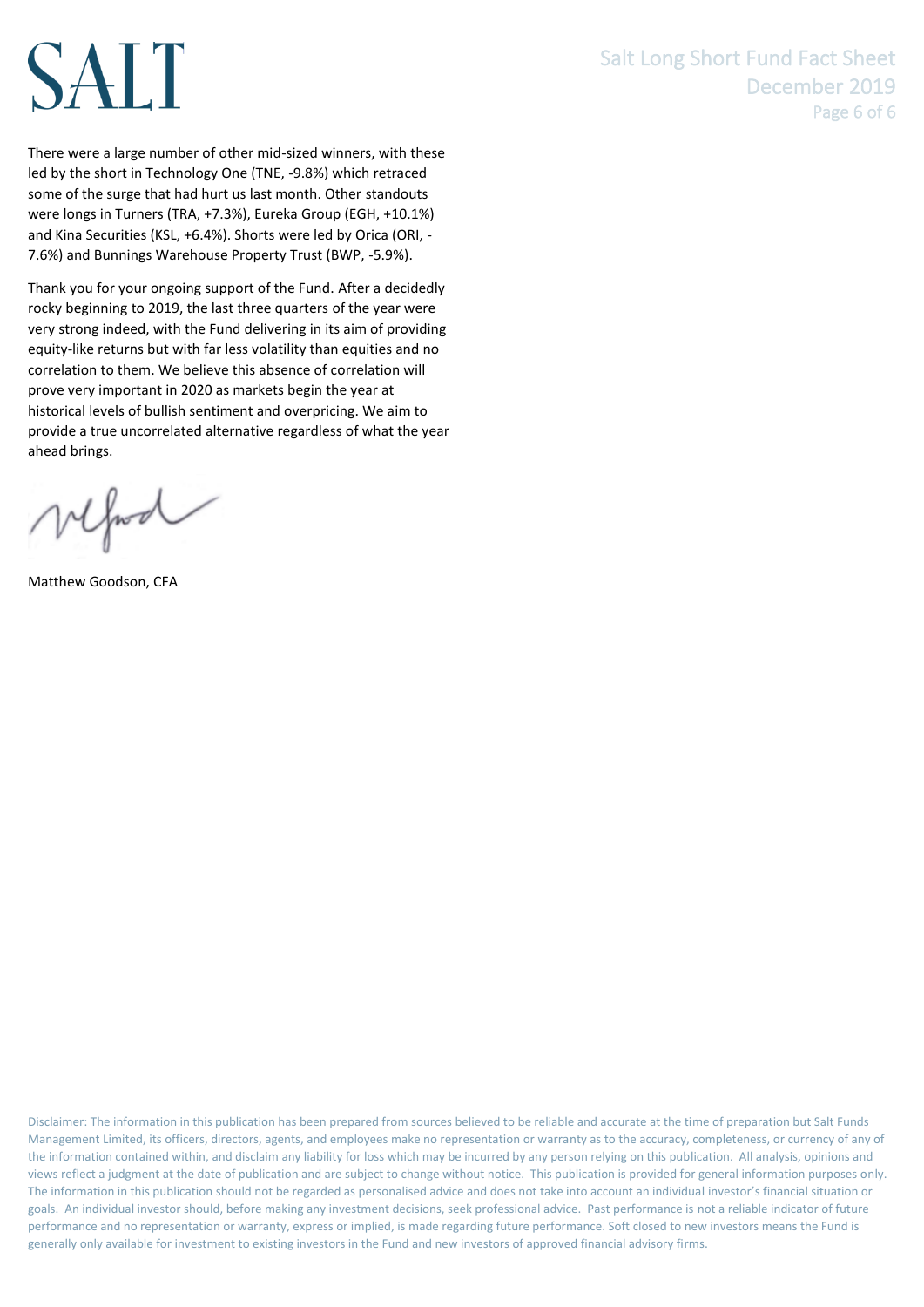There were a large number of other mid-sized winners, with these led by the short in Technology One (TNE, -9.8%) which retraced some of the surge that had hurt us last month. Other standouts were longs in Turners (TRA, +7.3%), Eureka Group (EGH, +10.1%) and Kina Securities (KSL, +6.4%). Shorts were led by Orica (ORI, -7.6%) and Bunnings Warehouse Property Trust (BWP, -5.9%).

Thank you for your ongoing support of the Fund. After a decidedly rocky beginning to 2019, the last three quarters of the year were very strong indeed, with the Fund delivering in its aim of providing equity-like returns but with far less volatility than equities and no correlation to them. We believe this absence of correlation will prove very important in 2020 as markets begin the year at historical levels of bullish sentiment and overpricing. We aim to provide a true uncorrelated alternative regardless of what the year ahead brings.

Matthew Goodson, CFA

Disclaimer: The information in this publication has been prepared from sources believed to be reliable and accurate at the time of preparation but Salt Funds Management Limited, its officers, directors, agents, and employees make no representation or warranty as to the accuracy, completeness, or currency of any of the information contained within, and disclaim any liability for loss which may be incurred by any person relying on this publication. All analysis, opinions and views reflect a judgment at the date of publication and are subject to change without notice. This publication is provided for general information purposes only. The information in this publication should not be regarded as personalised advice and does not take into account an individual investor's financial situation or goals. An individual investor should, before making any investment decisions, seek professional advice. Past performance is not a reliable indicator of future performance and no representation or warranty, express or implied, is made regarding future performance. Soft closed to new investors means the Fund is generally only available for investment to existing investors in the Fund and new investors of approved financial advisory firms.